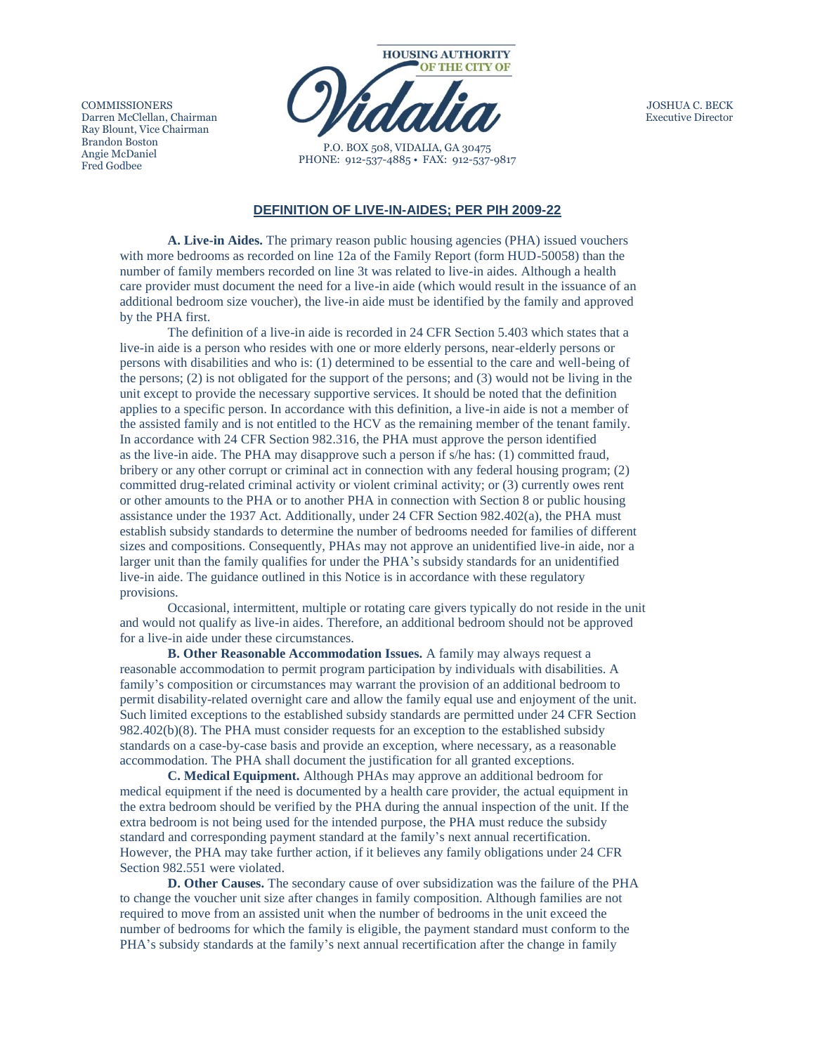COMMISSIONERS
Darren McClellan, Chairman
Ray Blount, Vice Chairman
Brandon Boston
Angie McDaniel
Fred Godbee

**HOUSING AUTHORITY OF THE CITY OF Vidalia**

P.O. BOX 508, VIDALIA, GA 30475
PHONE: 912-537-4885 • FAX: 912-537-9817

JOSHUA C. BECK
Executive Director

## DEFINITION OF LIVE-IN-AIDES; PER PIH 2009-22

**A. Live-in Aides.** The primary reason public housing agencies (PHA) issued vouchers with more bedrooms as recorded on line 12a of the Family Report (form HUD-50058) than the number of family members recorded on line 3t was related to live-in aides. Although a health care provider must document the need for a live-in aide (which would result in the issuance of an additional bedroom size voucher), the live-in aide must be identified by the family and approved by the PHA first.

The definition of a live-in aide is recorded in 24 CFR Section 5.403 which states that a live-in aide is a person who resides with one or more elderly persons, near-elderly persons or persons with disabilities and who is: (1) determined to be essential to the care and well-being of the persons; (2) is not obligated for the support of the persons; and (3) would not be living in the unit except to provide the necessary supportive services. It should be noted that the definition applies to a specific person. In accordance with this definition, a live-in aide is not a member of the assisted family and is not entitled to the HCV as the remaining member of the tenant family. In accordance with 24 CFR Section 982.316, the PHA must approve the person identified as the live-in aide. The PHA may disapprove such a person if s/he has: (1) committed fraud, bribery or any other corrupt or criminal act in connection with any federal housing program; (2) committed drug-related criminal activity or violent criminal activity; or (3) currently owes rent or other amounts to the PHA or to another PHA in connection with Section 8 or public housing assistance under the 1937 Act. Additionally, under 24 CFR Section 982.402(a), the PHA must establish subsidy standards to determine the number of bedrooms needed for families of different sizes and compositions. Consequently, PHAs may not approve an unidentified live-in aide, nor a larger unit than the family qualifies for under the PHA's subsidy standards for an unidentified live-in aide. The guidance outlined in this Notice is in accordance with these regulatory provisions.

Occasional, intermittent, multiple or rotating care givers typically do not reside in the unit and would not qualify as live-in aides. Therefore, an additional bedroom should not be approved for a live-in aide under these circumstances.

**B. Other Reasonable Accommodation Issues.** A family may always request a reasonable accommodation to permit program participation by individuals with disabilities. A family's composition or circumstances may warrant the provision of an additional bedroom to permit disability-related overnight care and allow the family equal use and enjoyment of the unit. Such limited exceptions to the established subsidy standards are permitted under 24 CFR Section 982.402(b)(8). The PHA must consider requests for an exception to the established subsidy standards on a case-by-case basis and provide an exception, where necessary, as a reasonable accommodation. The PHA shall document the justification for all granted exceptions.

**C. Medical Equipment.** Although PHAs may approve an additional bedroom for medical equipment if the need is documented by a health care provider, the actual equipment in the extra bedroom should be verified by the PHA during the annual inspection of the unit. If the extra bedroom is not being used for the intended purpose, the PHA must reduce the subsidy standard and corresponding payment standard at the family's next annual recertification. However, the PHA may take further action, if it believes any family obligations under 24 CFR Section 982.551 were violated.

**D. Other Causes.** The secondary cause of over subsidization was the failure of the PHA to change the voucher unit size after changes in family composition. Although families are not required to move from an assisted unit when the number of bedrooms in the unit exceed the number of bedrooms for which the family is eligible, the payment standard must conform to the PHA's subsidy standards at the family's next annual recertification after the change in family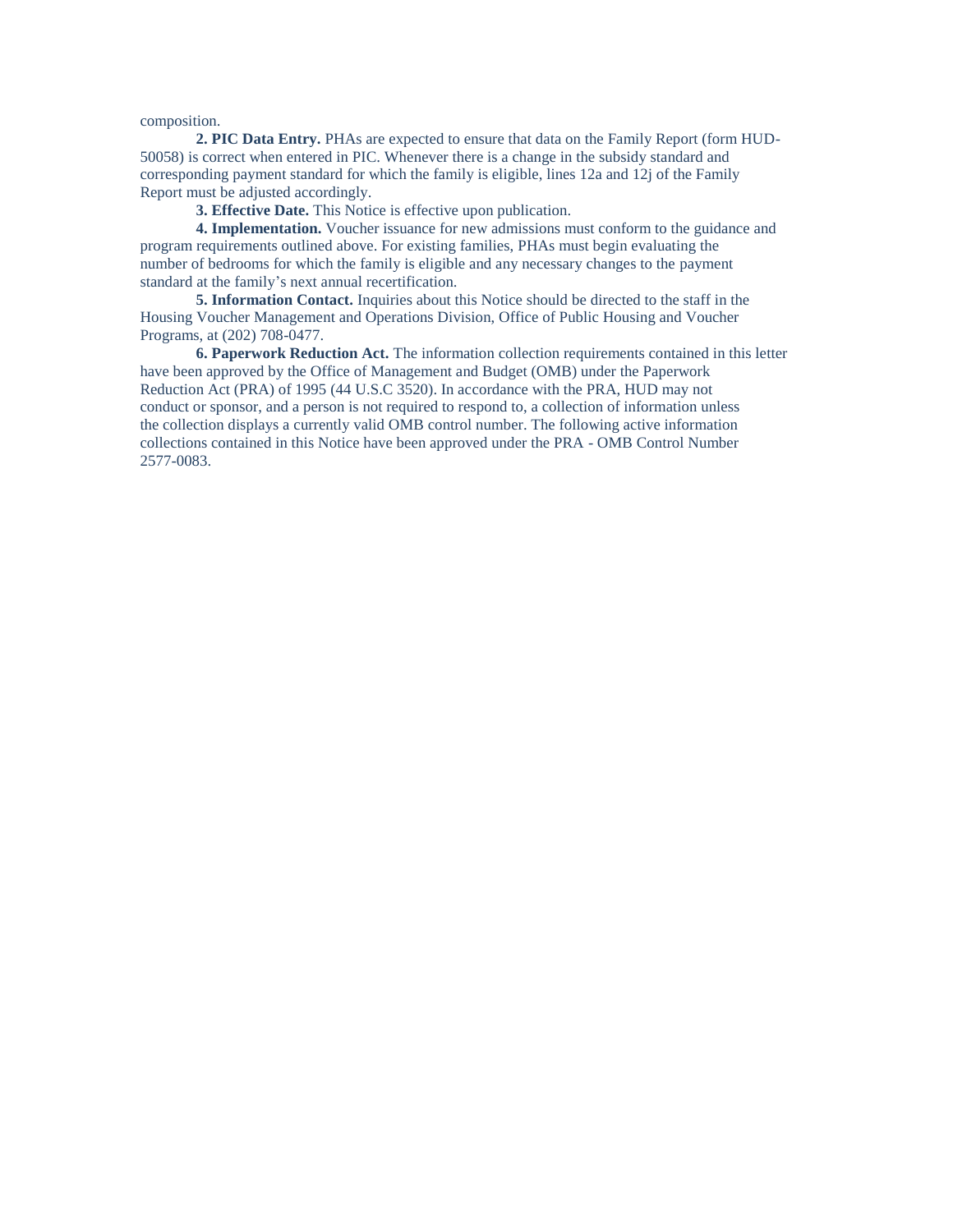composition.

**2. PIC Data Entry.** PHAs are expected to ensure that data on the Family Report (form HUD-50058) is correct when entered in PIC. Whenever there is a change in the subsidy standard and corresponding payment standard for which the family is eligible, lines 12a and 12j of the Family Report must be adjusted accordingly.

**3. Effective Date.** This Notice is effective upon publication.

**4. Implementation.** Voucher issuance for new admissions must conform to the guidance and program requirements outlined above. For existing families, PHAs must begin evaluating the number of bedrooms for which the family is eligible and any necessary changes to the payment standard at the family's next annual recertification.

**5. Information Contact.** Inquiries about this Notice should be directed to the staff in the Housing Voucher Management and Operations Division, Office of Public Housing and Voucher Programs, at (202) 708-0477.

**6. Paperwork Reduction Act.** The information collection requirements contained in this letter have been approved by the Office of Management and Budget (OMB) under the Paperwork Reduction Act (PRA) of 1995 (44 U.S.C 3520). In accordance with the PRA, HUD may not conduct or sponsor, and a person is not required to respond to, a collection of information unless the collection displays a currently valid OMB control number. The following active information collections contained in this Notice have been approved under the PRA - OMB Control Number 2577-0083.